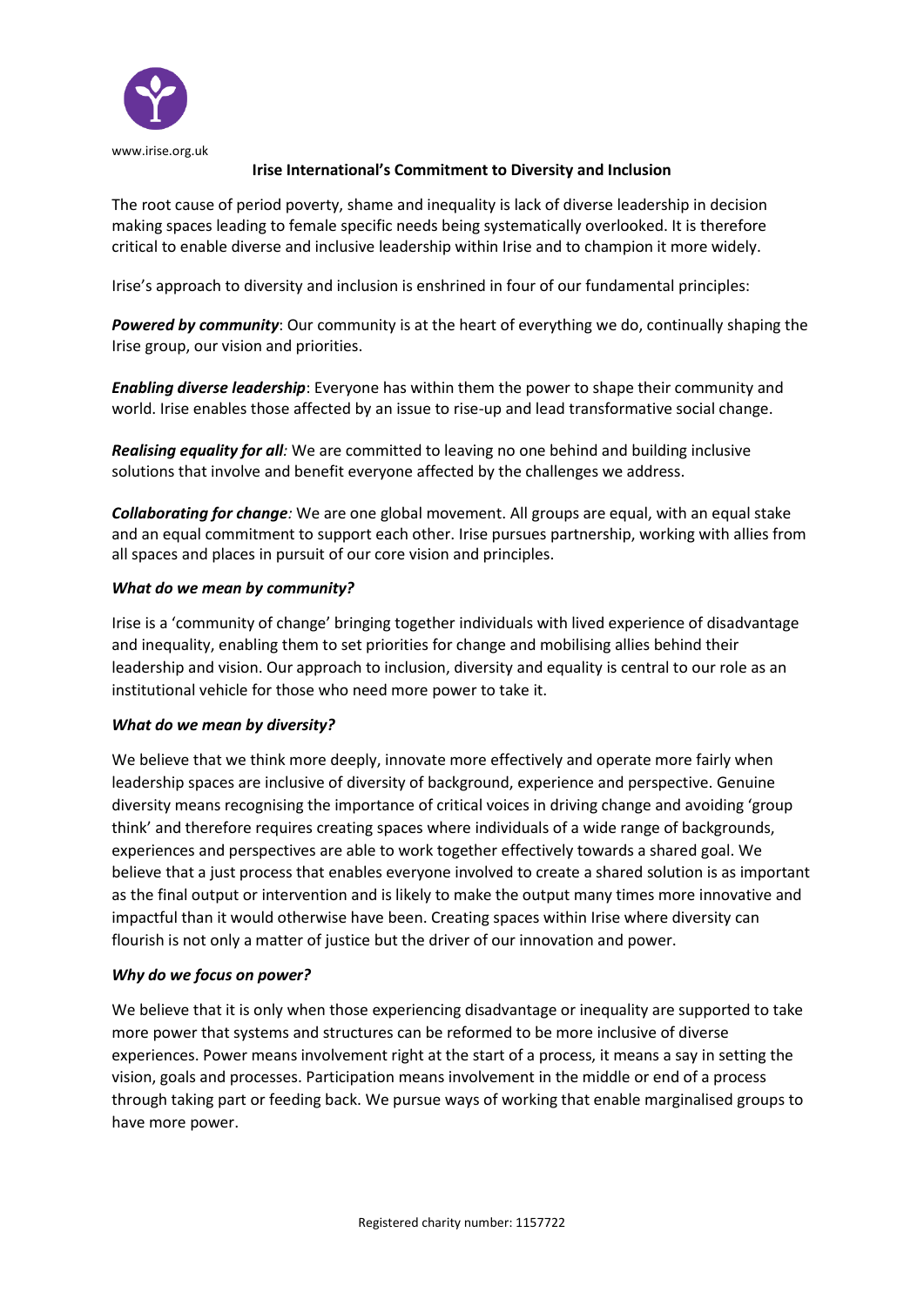www.irise.org.uk

# Irise International's Commitment to Diversity and Inclusion

The root cause of period poverty, shame and inequality is lack of diverse leadership in decision making spaces leading to female specific needs being systematically overlooked. It is therefore critical to enable diverse and inclusive leadership within Irise and to champion it more widely.

Irise's approach to diversity and inclusion is enshrined in four of our fundamental principles:

***Powered by community***: Our community is at the heart of everything we do, continually shaping the Irise group, our vision and priorities.

***Enabling diverse leadership***: Everyone has within them the power to shape their community and world. Irise enables those affected by an issue to rise-up and lead transformative social change.

***Realising equality for all:*** We are committed to leaving no one behind and building inclusive solutions that involve and benefit everyone affected by the challenges we address.

***Collaborating for change:*** We are one global movement. All groups are equal, with an equal stake and an equal commitment to support each other. Irise pursues partnership, working with allies from all spaces and places in pursuit of our core vision and principles.

### *What do we mean by community?*

Irise is a 'community of change' bringing together individuals with lived experience of disadvantage and inequality, enabling them to set priorities for change and mobilising allies behind their leadership and vision. Our approach to inclusion, diversity and equality is central to our role as an institutional vehicle for those who need more power to take it.

### *What do we mean by diversity?*

We believe that we think more deeply, innovate more effectively and operate more fairly when leadership spaces are inclusive of diversity of background, experience and perspective. Genuine diversity means recognising the importance of critical voices in driving change and avoiding 'group think' and therefore requires creating spaces where individuals of a wide range of backgrounds, experiences and perspectives are able to work together effectively towards a shared goal. We believe that a just process that enables everyone involved to create a shared solution is as important as the final output or intervention and is likely to make the output many times more innovative and impactful than it would otherwise have been. Creating spaces within Irise where diversity can flourish is not only a matter of justice but the driver of our innovation and power.

### *Why do we focus on power?*

We believe that it is only when those experiencing disadvantage or inequality are supported to take more power that systems and structures can be reformed to be more inclusive of diverse experiences. Power means involvement right at the start of a process, it means a say in setting the vision, goals and processes. Participation means involvement in the middle or end of a process through taking part or feeding back. We pursue ways of working that enable marginalised groups to have more power.

Registered charity number: 1157722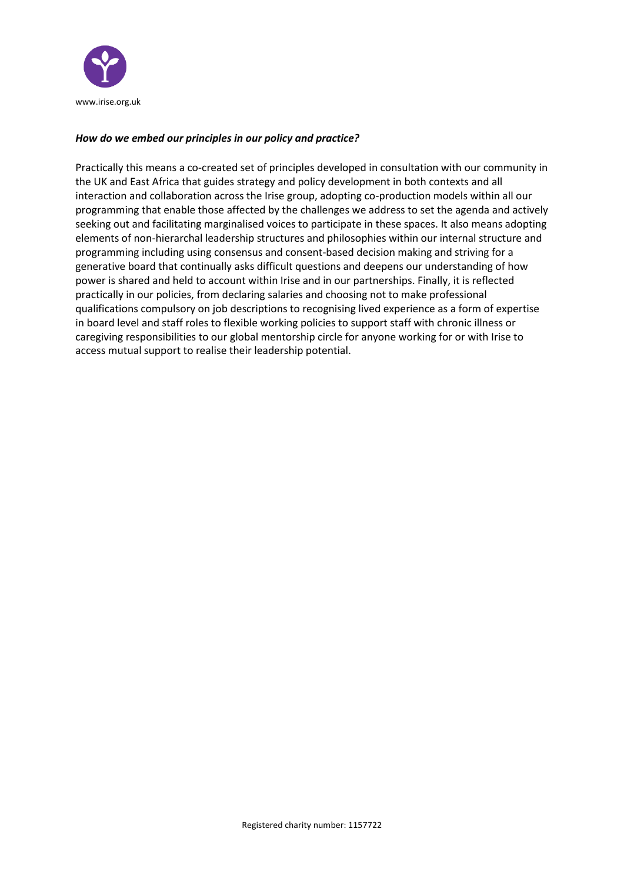***How do we embed our principles in our policy and practice?***

Practically this means a co-created set of principles developed in consultation with our community in the UK and East Africa that guides strategy and policy development in both contexts and all interaction and collaboration across the Irise group, adopting co-production models within all our programming that enable those affected by the challenges we address to set the agenda and actively seeking out and facilitating marginalised voices to participate in these spaces. It also means adopting elements of non-hierarchal leadership structures and philosophies within our internal structure and programming including using consensus and consent-based decision making and striving for a generative board that continually asks difficult questions and deepens our understanding of how power is shared and held to account within Irise and in our partnerships. Finally, it is reflected practically in our policies, from declaring salaries and choosing not to make professional qualifications compulsory on job descriptions to recognising lived experience as a form of expertise in board level and staff roles to flexible working policies to support staff with chronic illness or caregiving responsibilities to our global mentorship circle for anyone working for or with Irise to access mutual support to realise their leadership potential.